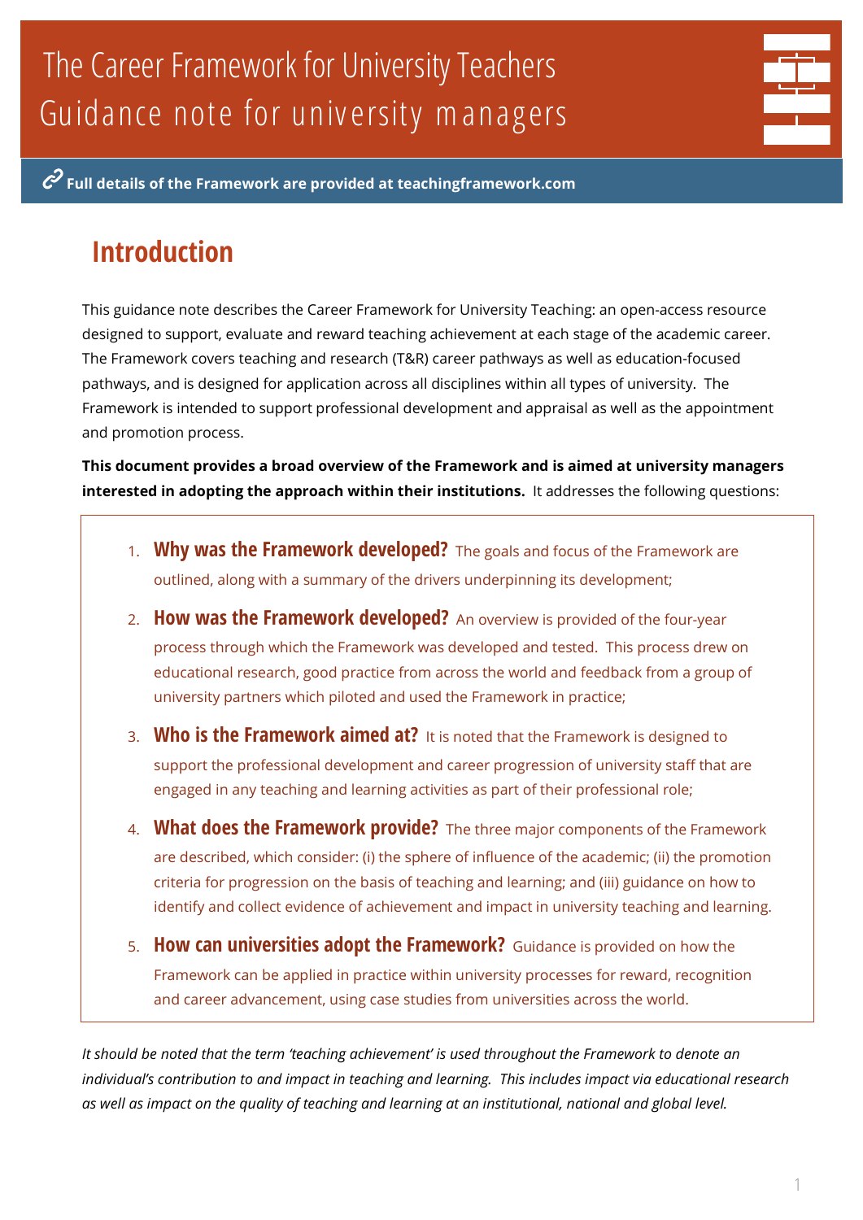# The Career Framework for University Teachers
## Guidance note for university managers

**Full details of the Framework are provided at teachingframework.com**

## Introduction

This guidance note describes the Career Framework for University Teaching: an open-access resource designed to support, evaluate and reward teaching achievement at each stage of the academic career. The Framework covers teaching and research (T&R) career pathways as well as education-focused pathways, and is designed for application across all disciplines within all types of university. The Framework is intended to support professional development and appraisal as well as the appointment and promotion process.

**This document provides a broad overview of the Framework and is aimed at university managers interested in adopting the approach within their institutions.** It addresses the following questions:

1. **Why was the Framework developed?** The goals and focus of the Framework are outlined, along with a summary of the drivers underpinning its development;
2. **How was the Framework developed?** An overview is provided of the four-year process through which the Framework was developed and tested. This process drew on educational research, good practice from across the world and feedback from a group of university partners which piloted and used the Framework in practice;
3. **Who is the Framework aimed at?** It is noted that the Framework is designed to support the professional development and career progression of university staff that are engaged in any teaching and learning activities as part of their professional role;
4. **What does the Framework provide?** The three major components of the Framework are described, which consider: (i) the sphere of influence of the academic; (ii) the promotion criteria for progression on the basis of teaching and learning; and (iii) guidance on how to identify and collect evidence of achievement and impact in university teaching and learning.
5. **How can universities adopt the Framework?** Guidance is provided on how the Framework can be applied in practice within university processes for reward, recognition and career advancement, using case studies from universities across the world.

*It should be noted that the term 'teaching achievement' is used throughout the Framework to denote an individual's contribution to and impact in teaching and learning. This includes impact via educational research as well as impact on the quality of teaching and learning at an institutional, national and global level.*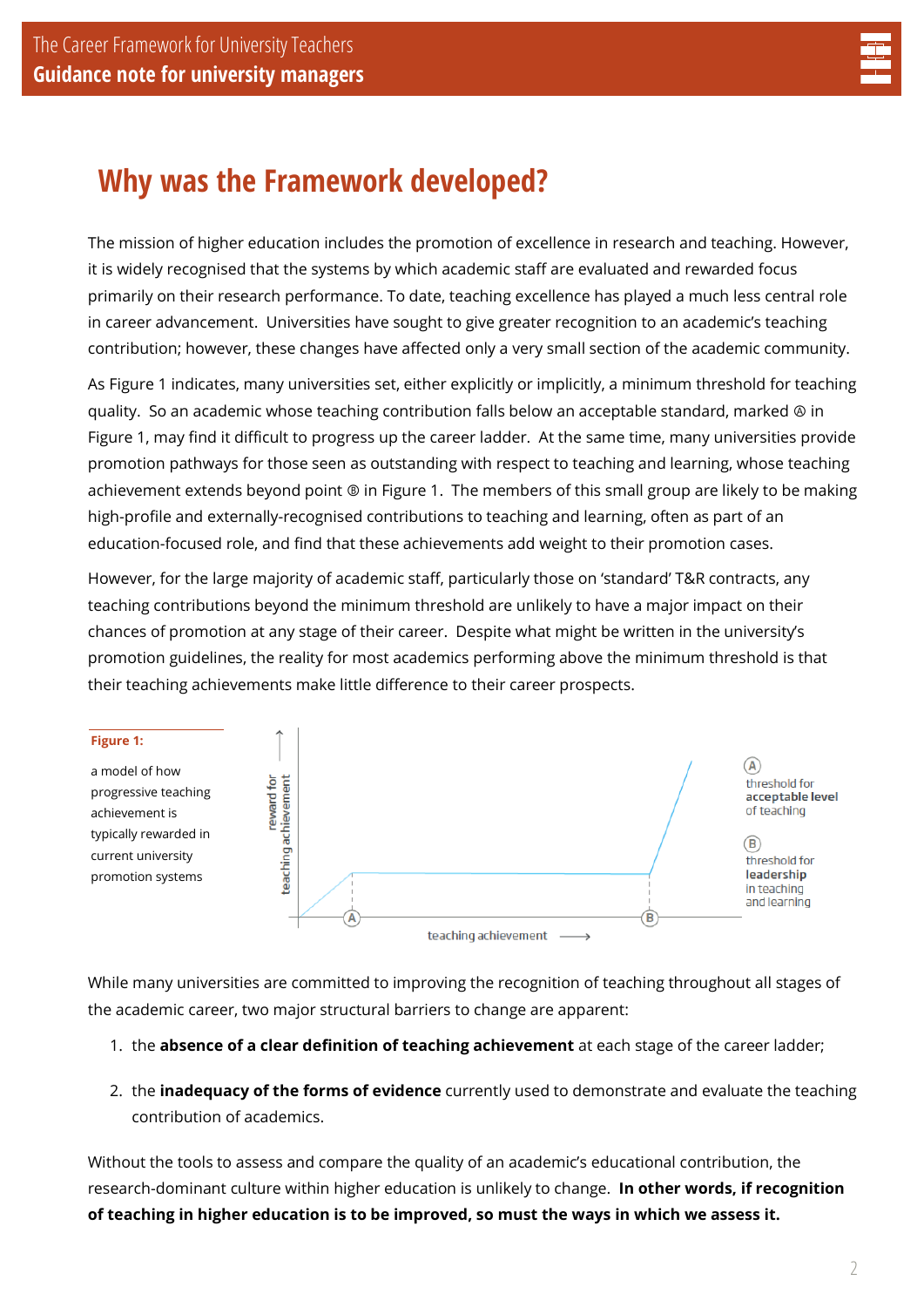# Why was the Framework developed?

The mission of higher education includes the promotion of excellence in research and teaching. However, it is widely recognised that the systems by which academic staff are evaluated and rewarded focus primarily on their research performance. To date, teaching excellence has played a much less central role in career advancement. Universities have sought to give greater recognition to an academic's teaching contribution; however, these changes have affected only a very small section of the academic community.

As Figure 1 indicates, many universities set, either explicitly or implicitly, a minimum threshold for teaching quality. So an academic whose teaching contribution falls below an acceptable standard, marked Ⓐ in Figure 1, may find it difficult to progress up the career ladder. At the same time, many universities provide promotion pathways for those seen as outstanding with respect to teaching and learning, whose teaching achievement extends beyond point Ⓑ in Figure 1. The members of this small group are likely to be making high-profile and externally-recognised contributions to teaching and learning, often as part of an education-focused role, and find that these achievements add weight to their promotion cases.

However, for the large majority of academic staff, particularly those on 'standard' T&R contracts, any teaching contributions beyond the minimum threshold are unlikely to have a major impact on their chances of promotion at any stage of their career. Despite what might be written in the university's promotion guidelines, the reality for most academics performing above the minimum threshold is that their teaching achievements make little difference to their career prospects.

**Figure 1:** a model of how progressive teaching achievement is typically rewarded in current university promotion systems

Ⓐ threshold for **acceptable level** of teaching

Ⓑ threshold for **leadership** in teaching and learning

While many universities are committed to improving the recognition of teaching throughout all stages of the academic career, two major structural barriers to change are apparent:

1. the **absence of a clear definition of teaching achievement** at each stage of the career ladder;
2. the **inadequacy of the forms of evidence** currently used to demonstrate and evaluate the teaching contribution of academics.

Without the tools to assess and compare the quality of an academic's educational contribution, the research-dominant culture within higher education is unlikely to change. **In other words, if recognition of teaching in higher education is to be improved, so must the ways in which we assess it.**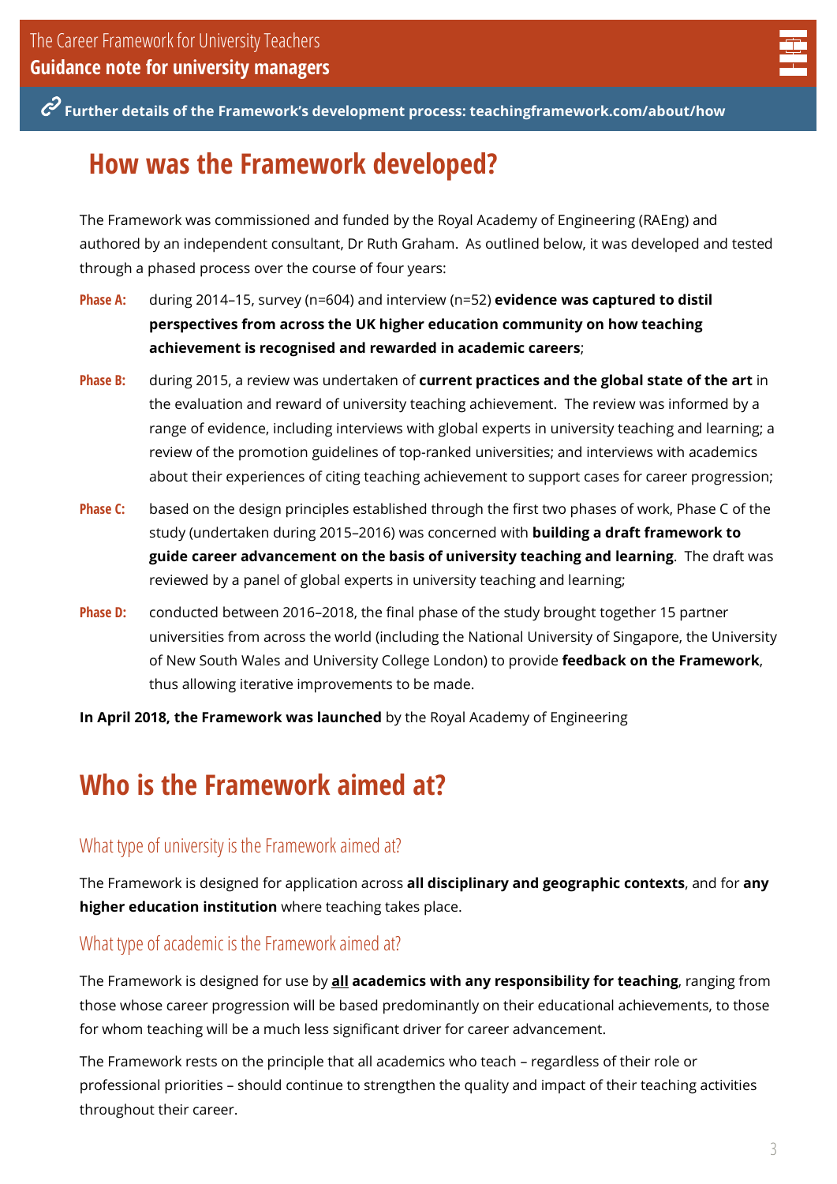## How was the Framework developed?

The Framework was commissioned and funded by the Royal Academy of Engineering (RAEng) and authored by an independent consultant, Dr Ruth Graham. As outlined below, it was developed and tested through a phased process over the course of four years:

- **Phase A:** during 2014–15, survey (n=604) and interview (n=52) **evidence was captured to distil perspectives from across the UK higher education community on how teaching achievement is recognised and rewarded in academic careers**;
- **Phase B:** during 2015, a review was undertaken of **current practices and the global state of the art** in the evaluation and reward of university teaching achievement. The review was informed by a range of evidence, including interviews with global experts in university teaching and learning; a review of the promotion guidelines of top-ranked universities; and interviews with academics about their experiences of citing teaching achievement to support cases for career progression;
- **Phase C:** based on the design principles established through the first two phases of work, Phase C of the study (undertaken during 2015–2016) was concerned with **building a draft framework to guide career advancement on the basis of university teaching and learning**. The draft was reviewed by a panel of global experts in university teaching and learning;
- **Phase D:** conducted between 2016–2018, the final phase of the study brought together 15 partner universities from across the world (including the National University of Singapore, the University of New South Wales and University College London) to provide **feedback on the Framework**, thus allowing iterative improvements to be made.

**In April 2018, the Framework was launched** by the Royal Academy of Engineering

## Who is the Framework aimed at?

### What type of university is the Framework aimed at?

The Framework is designed for application across **all disciplinary and geographic contexts**, and for **any higher education institution** where teaching takes place.

### What type of academic is the Framework aimed at?

The Framework is designed for use by **all academics with any responsibility for teaching**, ranging from those whose career progression will be based predominantly on their educational achievements, to those for whom teaching will be a much less significant driver for career advancement.

The Framework rests on the principle that all academics who teach – regardless of their role or professional priorities – should continue to strengthen the quality and impact of their teaching activities throughout their career.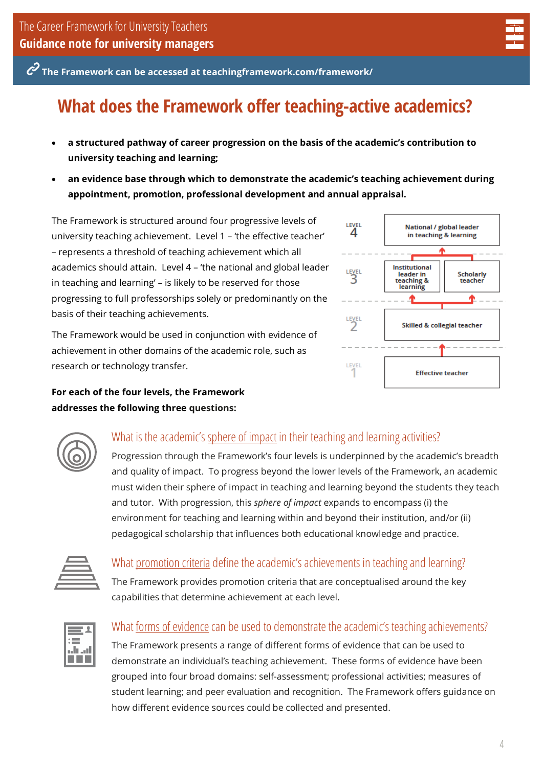The Framework can be accessed at teachingframework.com/framework/

# What does the Framework offer teaching-active academics?

- **a structured pathway of career progression on the basis of the academic's contribution to university teaching and learning;**
- **an evidence base through which to demonstrate the academic's teaching achievement during appointment, promotion, professional development and annual appraisal.**

The Framework is structured around four progressive levels of university teaching achievement. Level 1 – 'the effective teacher' – represents a threshold of teaching achievement which all academics should attain. Level 4 – 'the national and global leader in teaching and learning' – is likely to be reserved for those progressing to full professorships solely or predominantly on the basis of their teaching achievements.

The Framework would be used in conjunction with evidence of achievement in other domains of the academic role, such as research or technology transfer.

LEVEL 4: National / global leader in teaching & learning

LEVEL 3: Institutional leader in teaching & learning; Scholarly teacher

LEVEL 2: Skilled & collegial teacher

LEVEL 1: Effective teacher

**For each of the four levels, the Framework addresses the following three questions:**

## What is the academic's sphere of impact in their teaching and learning activities?

Progression through the Framework's four levels is underpinned by the academic's breadth and quality of impact. To progress beyond the lower levels of the Framework, an academic must widen their sphere of impact in teaching and learning beyond the students they teach and tutor. With progression, this *sphere of impact* expands to encompass (i) the environment for teaching and learning within and beyond their institution, and/or (ii) pedagogical scholarship that influences both educational knowledge and practice.

## What promotion criteria define the academic's achievements in teaching and learning?

The Framework provides promotion criteria that are conceptualised around the key capabilities that determine achievement at each level.

## What forms of evidence can be used to demonstrate the academic's teaching achievements?

The Framework presents a range of different forms of evidence that can be used to demonstrate an individual's teaching achievement. These forms of evidence have been grouped into four broad domains: self-assessment; professional activities; measures of student learning; and peer evaluation and recognition. The Framework offers guidance on how different evidence sources could be collected and presented.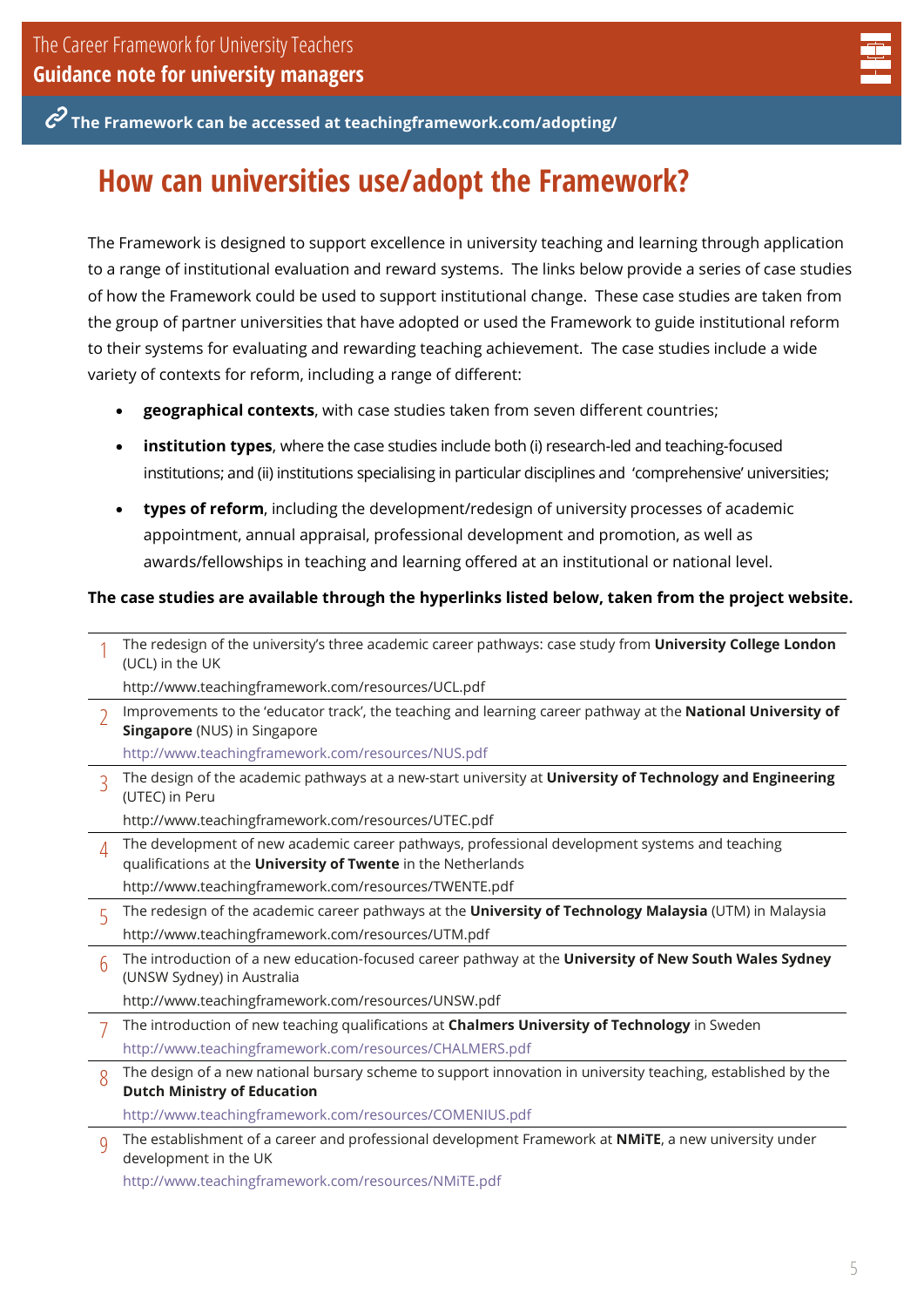The Career Framework for University Teachers
**Guidance note for university managers**

**The Framework can be accessed at teachingframework.com/adopting/**

# How can universities use/adopt the Framework?

The Framework is designed to support excellence in university teaching and learning through application to a range of institutional evaluation and reward systems. The links below provide a series of case studies of how the Framework could be used to support institutional change. These case studies are taken from the group of partner universities that have adopted or used the Framework to guide institutional reform to their systems for evaluating and rewarding teaching achievement. The case studies include a wide variety of contexts for reform, including a range of different:

- **geographical contexts**, with case studies taken from seven different countries;
- **institution types**, where the case studies include both (i) research-led and teaching-focused institutions; and (ii) institutions specialising in particular disciplines and 'comprehensive' universities;
- **types of reform**, including the development/redesign of university processes of academic appointment, annual appraisal, professional development and promotion, as well as awards/fellowships in teaching and learning offered at an institutional or national level.

**The case studies are available through the hyperlinks listed below, taken from the project website.**

1. The redesign of the university's three academic career pathways: case study from **University College London** (UCL) in the UK
   http://www.teachingframework.com/resources/UCL.pdf
2. Improvements to the 'educator track', the teaching and learning career pathway at the **National University of Singapore** (NUS) in Singapore
   http://www.teachingframework.com/resources/NUS.pdf
3. The design of the academic pathways at a new-start university at **University of Technology and Engineering** (UTEC) in Peru
   http://www.teachingframework.com/resources/UTEC.pdf
4. The development of new academic career pathways, professional development systems and teaching qualifications at the **University of Twente** in the Netherlands
   http://www.teachingframework.com/resources/TWENTE.pdf
5. The redesign of the academic career pathways at the **University of Technology Malaysia** (UTM) in Malaysia
   http://www.teachingframework.com/resources/UTM.pdf
6. The introduction of a new education-focused career pathway at the **University of New South Wales Sydney** (UNSW Sydney) in Australia
   http://www.teachingframework.com/resources/UNSW.pdf
7. The introduction of new teaching qualifications at **Chalmers University of Technology** in Sweden
   http://www.teachingframework.com/resources/CHALMERS.pdf
8. The design of a new national bursary scheme to support innovation in university teaching, established by the **Dutch Ministry of Education**
   http://www.teachingframework.com/resources/COMENIUS.pdf
9. The establishment of a career and professional development Framework at **NMiTE**, a new university under development in the UK
   http://www.teachingframework.com/resources/NMiTE.pdf